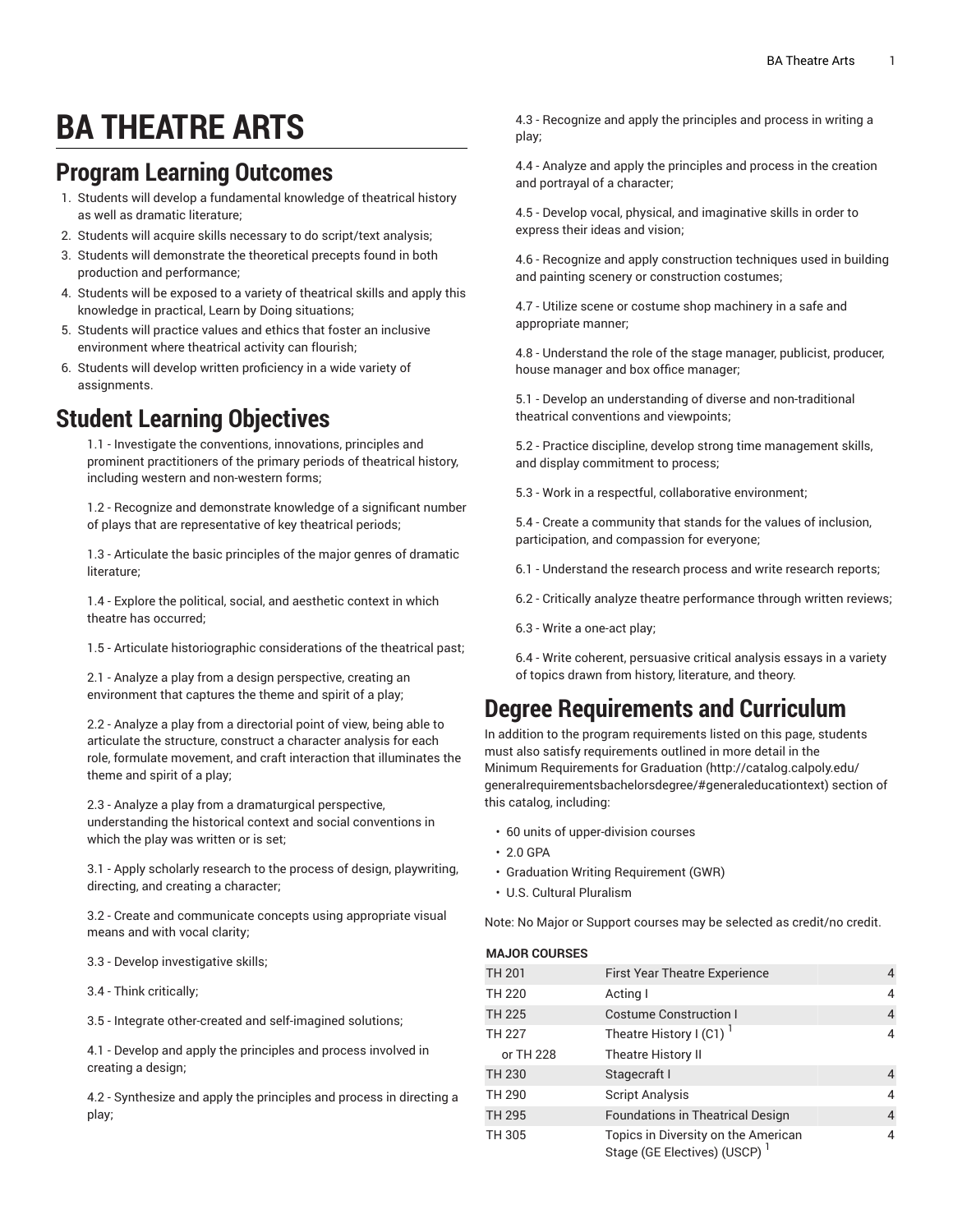# BA THEATRE ARTS

## Program Learning Outcomes

1. Students will develop a fundamental knowledge of theatrical history as well as dramatic literature;
2. Students will acquire skills necessary to do script/text analysis;
3. Students will demonstrate the theoretical precepts found in both production and performance;
4. Students will be exposed to a variety of theatrical skills and apply this knowledge in practical, Learn by Doing situations;
5. Students will practice values and ethics that foster an inclusive environment where theatrical activity can flourish;
6. Students will develop written proficiency in a wide variety of assignments.

## Student Learning Objectives

1.1 - Investigate the conventions, innovations, principles and prominent practitioners of the primary periods of theatrical history, including western and non-western forms;

1.2 - Recognize and demonstrate knowledge of a significant number of plays that are representative of key theatrical periods;

1.3 - Articulate the basic principles of the major genres of dramatic literature;

1.4 - Explore the political, social, and aesthetic context in which theatre has occurred;

1.5 - Articulate historiographic considerations of the theatrical past;

2.1 - Analyze a play from a design perspective, creating an environment that captures the theme and spirit of a play;

2.2 - Analyze a play from a directorial point of view, being able to articulate the structure, construct a character analysis for each role, formulate movement, and craft interaction that illuminates the theme and spirit of a play;

2.3 - Analyze a play from a dramaturgical perspective, understanding the historical context and social conventions in which the play was written or is set;

3.1 - Apply scholarly research to the process of design, playwriting, directing, and creating a character;

3.2 - Create and communicate concepts using appropriate visual means and with vocal clarity;

3.3 - Develop investigative skills;

3.4 - Think critically;

3.5 - Integrate other-created and self-imagined solutions;

4.1 - Develop and apply the principles and process involved in creating a design;

4.2 - Synthesize and apply the principles and process in directing a play;

4.3 - Recognize and apply the principles and process in writing a play;

4.4 - Analyze and apply the principles and process in the creation and portrayal of a character;

4.5 - Develop vocal, physical, and imaginative skills in order to express their ideas and vision;

4.6 - Recognize and apply construction techniques used in building and painting scenery or construction costumes;

4.7 - Utilize scene or costume shop machinery in a safe and appropriate manner;

4.8 - Understand the role of the stage manager, publicist, producer, house manager and box office manager;

5.1 - Develop an understanding of diverse and non-traditional theatrical conventions and viewpoints;

5.2 - Practice discipline, develop strong time management skills, and display commitment to process;

5.3 - Work in a respectful, collaborative environment;

5.4 - Create a community that stands for the values of inclusion, participation, and compassion for everyone;

6.1 - Understand the research process and write research reports;

6.2 - Critically analyze theatre performance through written reviews;

6.3 - Write a one-act play;

6.4 - Write coherent, persuasive critical analysis essays in a variety of topics drawn from history, literature, and theory.

## Degree Requirements and Curriculum

In addition to the program requirements listed on this page, students must also satisfy requirements outlined in more detail in the Minimum Requirements for Graduation (http://catalog.calpoly.edu/generalrequirementsbachelorsdegree/#generaleducationtext) section of this catalog, including:

- 60 units of upper-division courses
- 2.0 GPA
- Graduation Writing Requirement (GWR)
- U.S. Cultural Pluralism

Note: No Major or Support courses may be selected as credit/no credit.

| MAJOR COURSES | | |
|---|---|---|
| TH 201 | First Year Theatre Experience | 4 |
| TH 220 | Acting I | 4 |
| TH 225 | Costume Construction I | 4 |
| TH 227 | Theatre History I (C1) [1] | 4 |
| or TH 228 | Theatre History II | |
| TH 230 | Stagecraft I | 4 |
| TH 290 | Script Analysis | 4 |
| TH 295 | Foundations in Theatrical Design | 4 |
| TH 305 | Topics in Diversity on the American Stage (GE Electives) (USCP) [1] | 4 |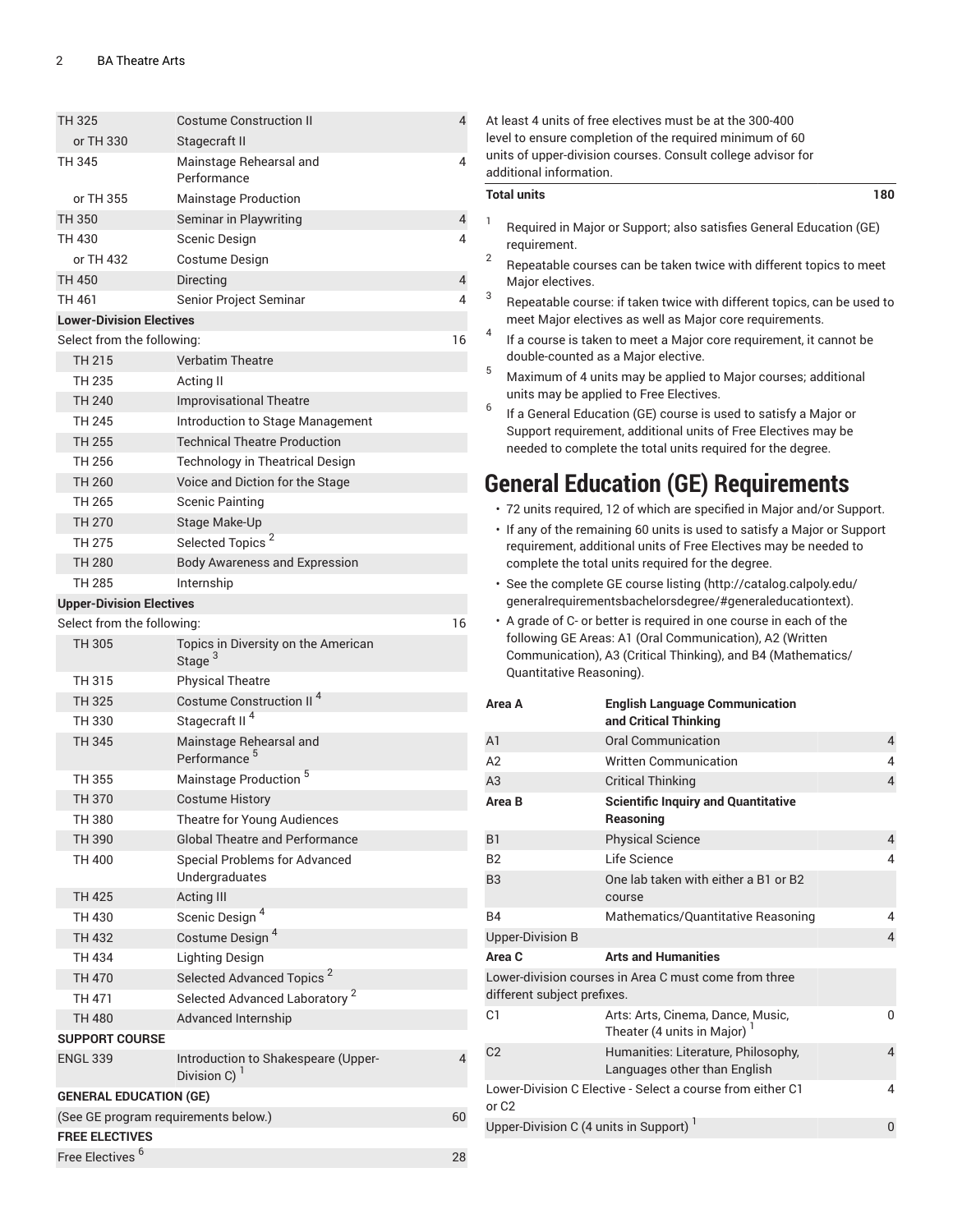| | | |
|---|---|---|
| TH 325 | Costume Construction II | 4 |
| or TH 330 | Stagecraft II | |
| TH 345 | Mainstage Rehearsal and Performance | 4 |
| or TH 355 | Mainstage Production | |
| TH 350 | Seminar in Playwriting | 4 |
| TH 430 | Scenic Design | 4 |
| or TH 432 | Costume Design | |
| TH 450 | Directing | 4 |
| TH 461 | Senior Project Seminar | 4 |
| **Lower-Division Electives** | | |
| Select from the following: | | 16 |
| TH 215 | Verbatim Theatre | |
| TH 235 | Acting II | |
| TH 240 | Improvisational Theatre | |
| TH 245 | Introduction to Stage Management | |
| TH 255 | Technical Theatre Production | |
| TH 256 | Technology in Theatrical Design | |
| TH 260 | Voice and Diction for the Stage | |
| TH 265 | Scenic Painting | |
| TH 270 | Stage Make-Up | |
| TH 275 | Selected Topics [2] | |
| TH 280 | Body Awareness and Expression | |
| TH 285 | Internship | |
| **Upper-Division Electives** | | |
| Select from the following: | | 16 |
| TH 305 | Topics in Diversity on the American Stage [3] | |
| TH 315 | Physical Theatre | |
| TH 325 | Costume Construction II [4] | |
| TH 330 | Stagecraft II [4] | |
| TH 345 | Mainstage Rehearsal and Performance [5] | |
| TH 355 | Mainstage Production [5] | |
| TH 370 | Costume History | |
| TH 380 | Theatre for Young Audiences | |
| TH 390 | Global Theatre and Performance | |
| TH 400 | Special Problems for Advanced Undergraduates | |
| TH 425 | Acting III | |
| TH 430 | Scenic Design [4] | |
| TH 432 | Costume Design [4] | |
| TH 434 | Lighting Design | |
| TH 470 | Selected Advanced Topics [2] | |
| TH 471 | Selected Advanced Laboratory [2] | |
| TH 480 | Advanced Internship | |
| **SUPPORT COURSE** | | |
| ENGL 339 | Introduction to Shakespeare (Upper-Division C) [1] | 4 |
| **GENERAL EDUCATION (GE)** | | |
| (See GE program requirements below.) | | 60 |
| **FREE ELECTIVES** | | |
| Free Electives [6] | | 28 |
| At least 4 units of free electives must be at the 300-400 level to ensure completion of the required minimum of 60 units of upper-division courses. Consult college advisor for additional information. | | |
| **Total units** | | **180** |

1. Required in Major or Support; also satisfies General Education (GE) requirement.
2. Repeatable courses can be taken twice with different topics to meet Major electives.
3. Repeatable course: if taken twice with different topics, can be used to meet Major electives as well as Major core requirements.
4. If a course is taken to meet a Major core requirement, it cannot be double-counted as a Major elective.
5. Maximum of 4 units may be applied to Major courses; additional units may be applied to Free Electives.
6. If a General Education (GE) course is used to satisfy a Major or Support requirement, additional units of Free Electives may be needed to complete the total units required for the degree.

# General Education (GE) Requirements

- 72 units required, 12 of which are specified in Major and/or Support.
- If any of the remaining 60 units is used to satisfy a Major or Support requirement, additional units of Free Electives may be needed to complete the total units required for the degree.
- See the complete GE course listing (http://catalog.calpoly.edu/generalrequirementsbachelorsdegree/#generaleducationtext).
- A grade of C- or better is required in one course in each of the following GE Areas: A1 (Oral Communication), A2 (Written Communication), A3 (Critical Thinking), and B4 (Mathematics/Quantitative Reasoning).

| | | |
|---|---|---|
| **Area A** | **English Language Communication and Critical Thinking** | |
| A1 | Oral Communication | 4 |
| A2 | Written Communication | 4 |
| A3 | Critical Thinking | 4 |
| **Area B** | **Scientific Inquiry and Quantitative Reasoning** | |
| B1 | Physical Science | 4 |
| B2 | Life Science | 4 |
| B3 | One lab taken with either a B1 or B2 course | |
| B4 | Mathematics/Quantitative Reasoning | 4 |
| Upper-Division B | | 4 |
| **Area C** | **Arts and Humanities** | |
| Lower-division courses in Area C must come from three different subject prefixes. | | |
| C1 | Arts: Arts, Cinema, Dance, Music, Theater (4 units in Major) [1] | 0 |
| C2 | Humanities: Literature, Philosophy, Languages other than English | 4 |
| Lower-Division C Elective - Select a course from either C1 or C2 | | 4 |
| Upper-Division C (4 units in Support) [1] | | 0 |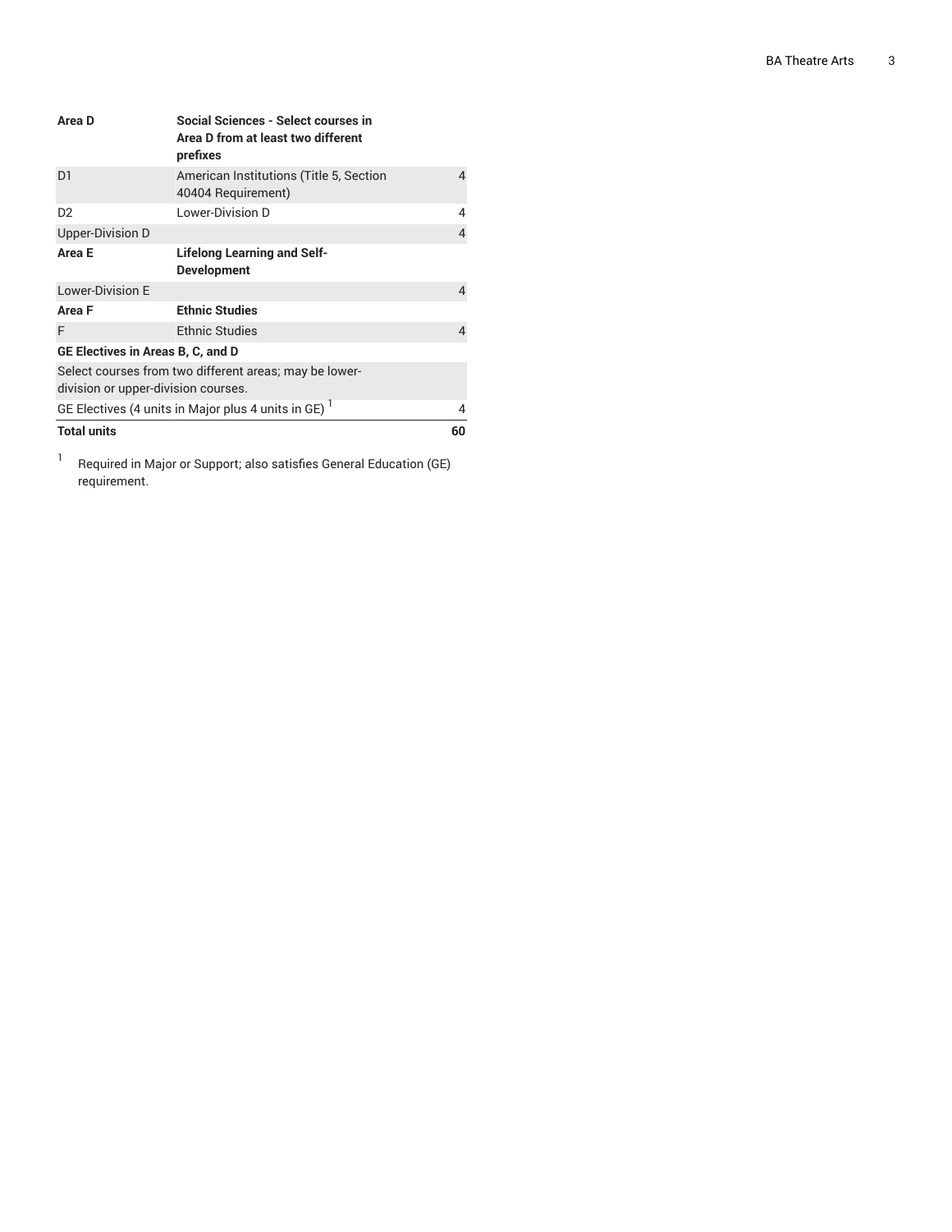| | | |
|---|---|---|
| **Area D** | **Social Sciences - Select courses in Area D from at least two different prefixes** | |
| D1 | American Institutions (Title 5, Section 40404 Requirement) | 4 |
| D2 | Lower-Division D | 4 |
| Upper-Division D | | 4 |
| **Area E** | **Lifelong Learning and Self-Development** | |
| Lower-Division E | | 4 |
| **Area F** | **Ethnic Studies** | |
| F | Ethnic Studies | 4 |
| **GE Electives in Areas B, C, and D** | | |
| Select courses from two different areas; may be lower-division or upper-division courses. | | |
| GE Electives (4 units in Major plus 4 units in GE) [1] | | 4 |
| **Total units** | | **60** |

[1] Required in Major or Support; also satisfies General Education (GE) requirement.